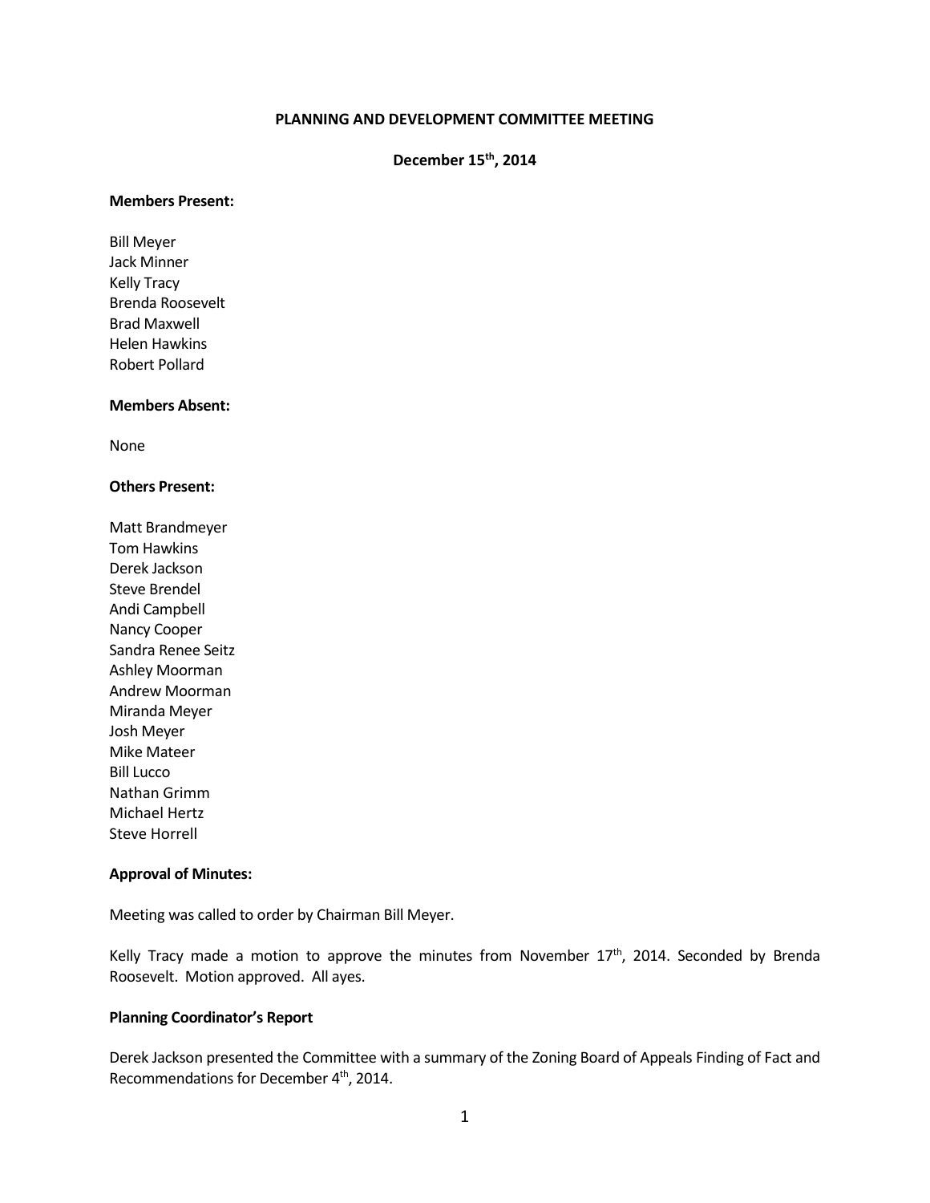# PLANNING AND DEVELOPMENT COMMITTEE MEETING

## December 15th, 2014

**Members Present:**

Bill Meyer
Jack Minner
Kelly Tracy
Brenda Roosevelt
Brad Maxwell
Helen Hawkins
Robert Pollard

**Members Absent:**

None

**Others Present:**

Matt Brandmeyer
Tom Hawkins
Derek Jackson
Steve Brendel
Andi Campbell
Nancy Cooper
Sandra Renee Seitz
Ashley Moorman
Andrew Moorman
Miranda Meyer
Josh Meyer
Mike Mateer
Bill Lucco
Nathan Grimm
Michael Hertz
Steve Horrell

**Approval of Minutes:**

Meeting was called to order by Chairman Bill Meyer.

Kelly Tracy made a motion to approve the minutes from November 17th, 2014. Seconded by Brenda Roosevelt. Motion approved. All ayes.

**Planning Coordinator's Report**

Derek Jackson presented the Committee with a summary of the Zoning Board of Appeals Finding of Fact and Recommendations for December 4th, 2014.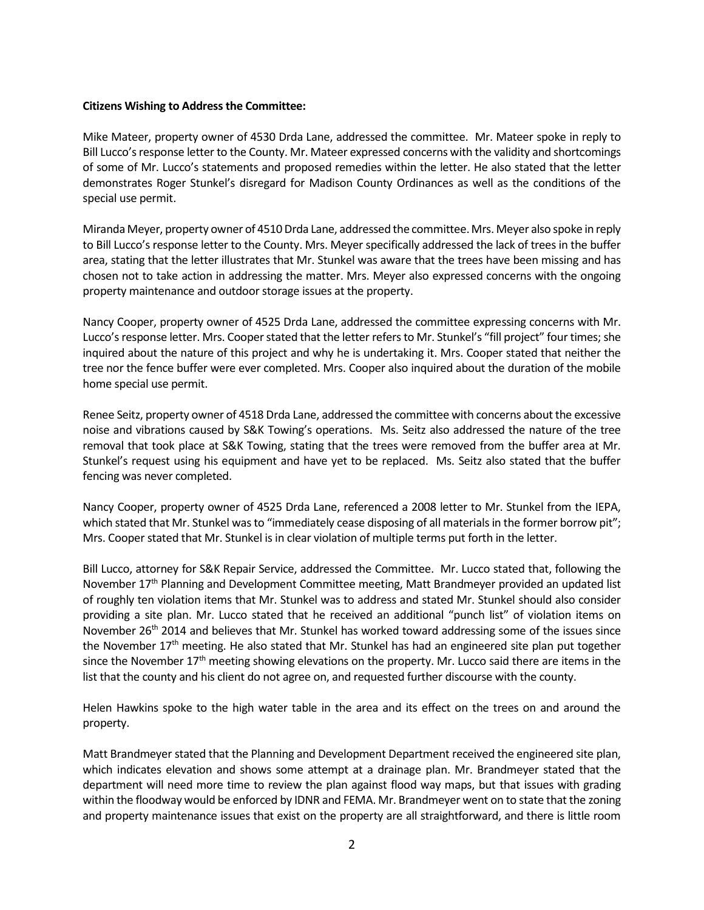**Citizens Wishing to Address the Committee:**

Mike Mateer, property owner of 4530 Drda Lane, addressed the committee. Mr. Mateer spoke in reply to Bill Lucco's response letter to the County. Mr. Mateer expressed concerns with the validity and shortcomings of some of Mr. Lucco's statements and proposed remedies within the letter. He also stated that the letter demonstrates Roger Stunkel's disregard for Madison County Ordinances as well as the conditions of the special use permit.

Miranda Meyer, property owner of 4510 Drda Lane, addressed the committee. Mrs. Meyer also spoke in reply to Bill Lucco's response letter to the County. Mrs. Meyer specifically addressed the lack of trees in the buffer area, stating that the letter illustrates that Mr. Stunkel was aware that the trees have been missing and has chosen not to take action in addressing the matter. Mrs. Meyer also expressed concerns with the ongoing property maintenance and outdoor storage issues at the property.

Nancy Cooper, property owner of 4525 Drda Lane, addressed the committee expressing concerns with Mr. Lucco's response letter. Mrs. Cooper stated that the letter refers to Mr. Stunkel's "fill project" four times; she inquired about the nature of this project and why he is undertaking it. Mrs. Cooper stated that neither the tree nor the fence buffer were ever completed. Mrs. Cooper also inquired about the duration of the mobile home special use permit.

Renee Seitz, property owner of 4518 Drda Lane, addressed the committee with concerns about the excessive noise and vibrations caused by S&K Towing's operations. Ms. Seitz also addressed the nature of the tree removal that took place at S&K Towing, stating that the trees were removed from the buffer area at Mr. Stunkel's request using his equipment and have yet to be replaced. Ms. Seitz also stated that the buffer fencing was never completed.

Nancy Cooper, property owner of 4525 Drda Lane, referenced a 2008 letter to Mr. Stunkel from the IEPA, which stated that Mr. Stunkel was to "immediately cease disposing of all materials in the former borrow pit"; Mrs. Cooper stated that Mr. Stunkel is in clear violation of multiple terms put forth in the letter.

Bill Lucco, attorney for S&K Repair Service, addressed the Committee. Mr. Lucco stated that, following the November 17th Planning and Development Committee meeting, Matt Brandmeyer provided an updated list of roughly ten violation items that Mr. Stunkel was to address and stated Mr. Stunkel should also consider providing a site plan. Mr. Lucco stated that he received an additional "punch list" of violation items on November 26th 2014 and believes that Mr. Stunkel has worked toward addressing some of the issues since the November 17th meeting. He also stated that Mr. Stunkel has had an engineered site plan put together since the November 17th meeting showing elevations on the property. Mr. Lucco said there are items in the list that the county and his client do not agree on, and requested further discourse with the county.

Helen Hawkins spoke to the high water table in the area and its effect on the trees on and around the property.

Matt Brandmeyer stated that the Planning and Development Department received the engineered site plan, which indicates elevation and shows some attempt at a drainage plan. Mr. Brandmeyer stated that the department will need more time to review the plan against flood way maps, but that issues with grading within the floodway would be enforced by IDNR and FEMA. Mr. Brandmeyer went on to state that the zoning and property maintenance issues that exist on the property are all straightforward, and there is little room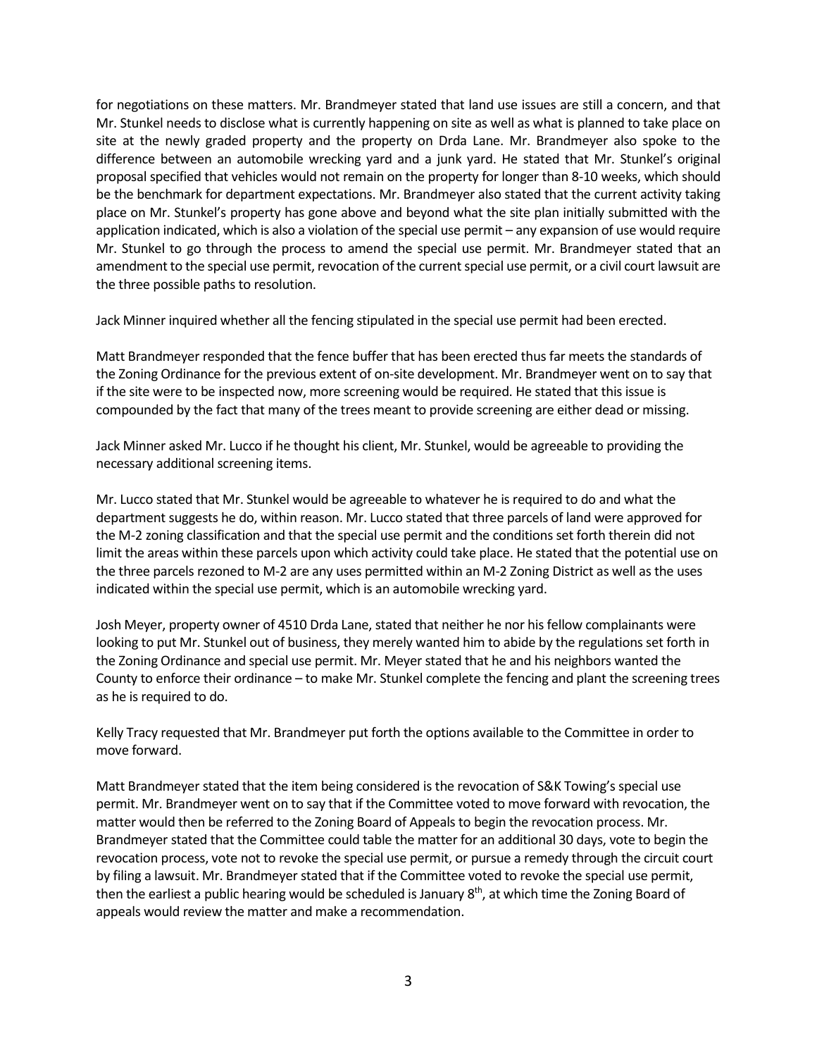for negotiations on these matters. Mr. Brandmeyer stated that land use issues are still a concern, and that Mr. Stunkel needs to disclose what is currently happening on site as well as what is planned to take place on site at the newly graded property and the property on Drda Lane. Mr. Brandmeyer also spoke to the difference between an automobile wrecking yard and a junk yard. He stated that Mr. Stunkel's original proposal specified that vehicles would not remain on the property for longer than 8-10 weeks, which should be the benchmark for department expectations. Mr. Brandmeyer also stated that the current activity taking place on Mr. Stunkel's property has gone above and beyond what the site plan initially submitted with the application indicated, which is also a violation of the special use permit – any expansion of use would require Mr. Stunkel to go through the process to amend the special use permit. Mr. Brandmeyer stated that an amendment to the special use permit, revocation of the current special use permit, or a civil court lawsuit are the three possible paths to resolution.

Jack Minner inquired whether all the fencing stipulated in the special use permit had been erected.

Matt Brandmeyer responded that the fence buffer that has been erected thus far meets the standards of the Zoning Ordinance for the previous extent of on-site development. Mr. Brandmeyer went on to say that if the site were to be inspected now, more screening would be required. He stated that this issue is compounded by the fact that many of the trees meant to provide screening are either dead or missing.

Jack Minner asked Mr. Lucco if he thought his client, Mr. Stunkel, would be agreeable to providing the necessary additional screening items.

Mr. Lucco stated that Mr. Stunkel would be agreeable to whatever he is required to do and what the department suggests he do, within reason. Mr. Lucco stated that three parcels of land were approved for the M-2 zoning classification and that the special use permit and the conditions set forth therein did not limit the areas within these parcels upon which activity could take place. He stated that the potential use on the three parcels rezoned to M-2 are any uses permitted within an M-2 Zoning District as well as the uses indicated within the special use permit, which is an automobile wrecking yard.

Josh Meyer, property owner of 4510 Drda Lane, stated that neither he nor his fellow complainants were looking to put Mr. Stunkel out of business, they merely wanted him to abide by the regulations set forth in the Zoning Ordinance and special use permit. Mr. Meyer stated that he and his neighbors wanted the County to enforce their ordinance – to make Mr. Stunkel complete the fencing and plant the screening trees as he is required to do.

Kelly Tracy requested that Mr. Brandmeyer put forth the options available to the Committee in order to move forward.

Matt Brandmeyer stated that the item being considered is the revocation of S&K Towing's special use permit. Mr. Brandmeyer went on to say that if the Committee voted to move forward with revocation, the matter would then be referred to the Zoning Board of Appeals to begin the revocation process. Mr. Brandmeyer stated that the Committee could table the matter for an additional 30 days, vote to begin the revocation process, vote not to revoke the special use permit, or pursue a remedy through the circuit court by filing a lawsuit. Mr. Brandmeyer stated that if the Committee voted to revoke the special use permit, then the earliest a public hearing would be scheduled is January 8th, at which time the Zoning Board of appeals would review the matter and make a recommendation.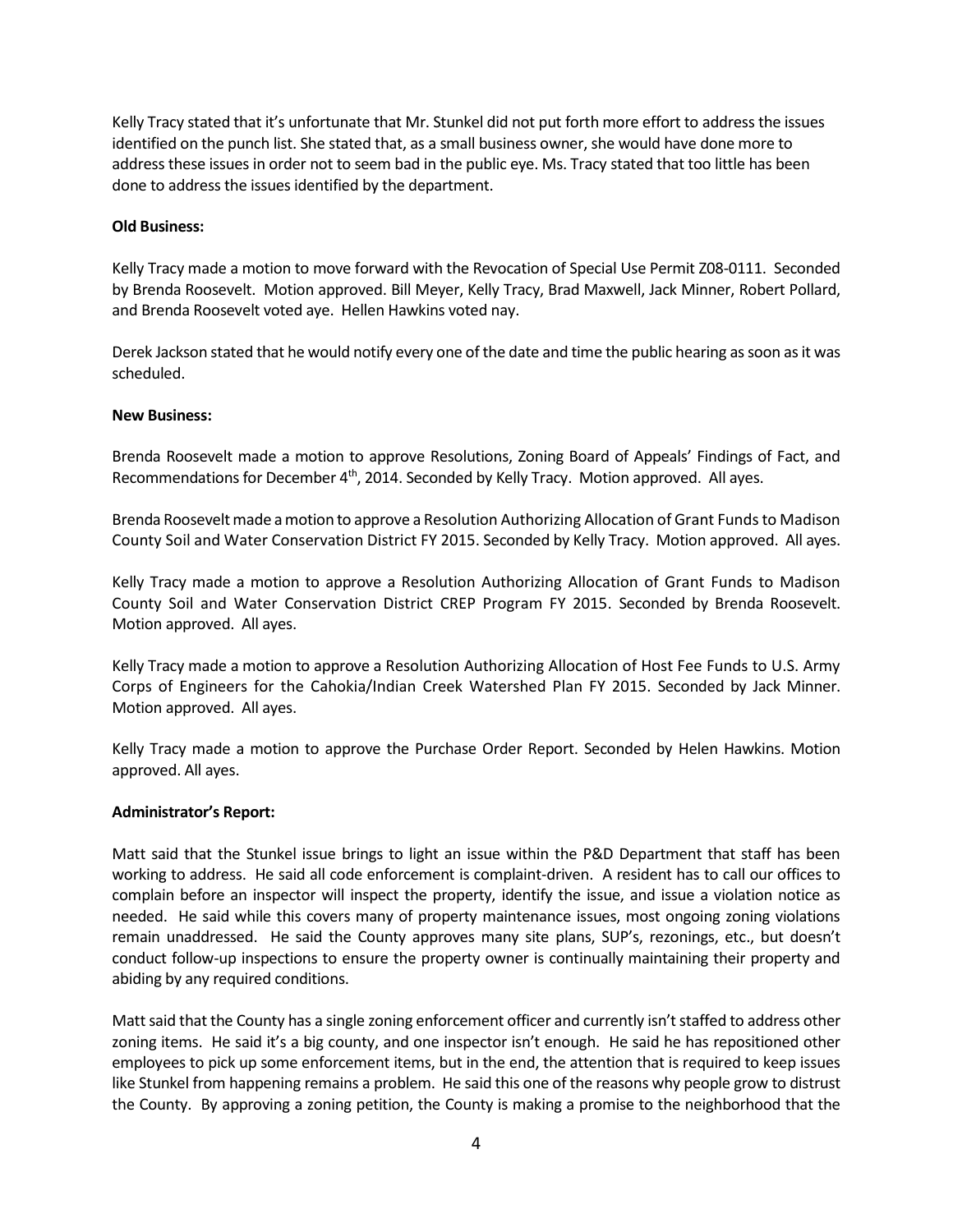Kelly Tracy stated that it's unfortunate that Mr. Stunkel did not put forth more effort to address the issues identified on the punch list. She stated that, as a small business owner, she would have done more to address these issues in order not to seem bad in the public eye. Ms. Tracy stated that too little has been done to address the issues identified by the department.

**Old Business:**

Kelly Tracy made a motion to move forward with the Revocation of Special Use Permit Z08-0111. Seconded by Brenda Roosevelt. Motion approved. Bill Meyer, Kelly Tracy, Brad Maxwell, Jack Minner, Robert Pollard, and Brenda Roosevelt voted aye. Hellen Hawkins voted nay.

Derek Jackson stated that he would notify every one of the date and time the public hearing as soon as it was scheduled.

**New Business:**

Brenda Roosevelt made a motion to approve Resolutions, Zoning Board of Appeals' Findings of Fact, and Recommendations for December 4th, 2014. Seconded by Kelly Tracy. Motion approved. All ayes.

Brenda Roosevelt made a motion to approve a Resolution Authorizing Allocation of Grant Funds to Madison County Soil and Water Conservation District FY 2015. Seconded by Kelly Tracy. Motion approved. All ayes.

Kelly Tracy made a motion to approve a Resolution Authorizing Allocation of Grant Funds to Madison County Soil and Water Conservation District CREP Program FY 2015. Seconded by Brenda Roosevelt. Motion approved. All ayes.

Kelly Tracy made a motion to approve a Resolution Authorizing Allocation of Host Fee Funds to U.S. Army Corps of Engineers for the Cahokia/Indian Creek Watershed Plan FY 2015. Seconded by Jack Minner. Motion approved. All ayes.

Kelly Tracy made a motion to approve the Purchase Order Report. Seconded by Helen Hawkins. Motion approved. All ayes.

**Administrator's Report:**

Matt said that the Stunkel issue brings to light an issue within the P&D Department that staff has been working to address. He said all code enforcement is complaint-driven. A resident has to call our offices to complain before an inspector will inspect the property, identify the issue, and issue a violation notice as needed. He said while this covers many of property maintenance issues, most ongoing zoning violations remain unaddressed. He said the County approves many site plans, SUP's, rezonings, etc., but doesn't conduct follow-up inspections to ensure the property owner is continually maintaining their property and abiding by any required conditions.

Matt said that the County has a single zoning enforcement officer and currently isn't staffed to address other zoning items. He said it's a big county, and one inspector isn't enough. He said he has repositioned other employees to pick up some enforcement items, but in the end, the attention that is required to keep issues like Stunkel from happening remains a problem. He said this one of the reasons why people grow to distrust the County. By approving a zoning petition, the County is making a promise to the neighborhood that the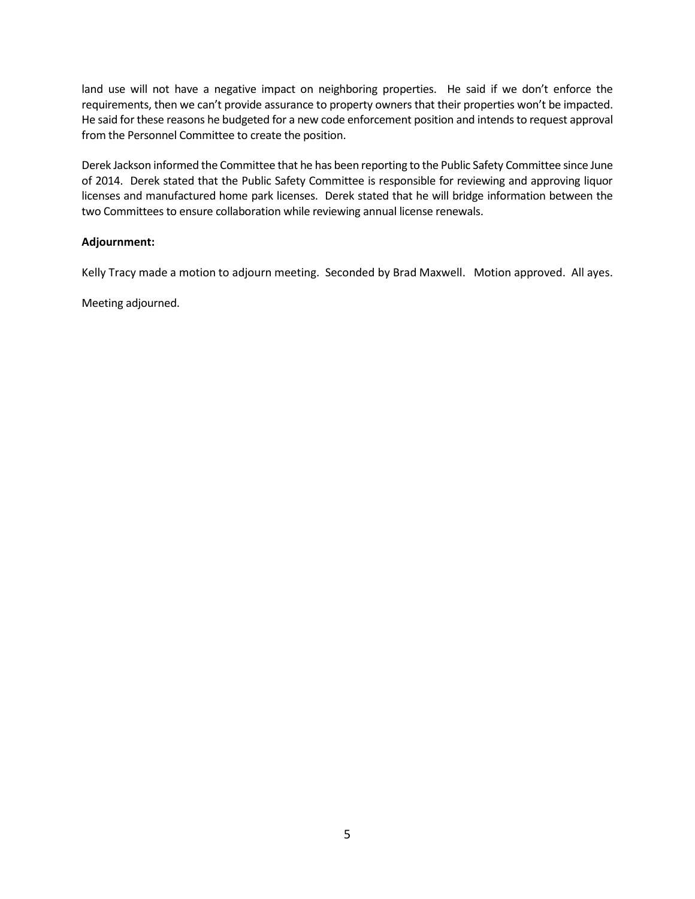land use will not have a negative impact on neighboring properties. He said if we don't enforce the requirements, then we can't provide assurance to property owners that their properties won't be impacted. He said for these reasons he budgeted for a new code enforcement position and intends to request approval from the Personnel Committee to create the position.

Derek Jackson informed the Committee that he has been reporting to the Public Safety Committee since June of 2014. Derek stated that the Public Safety Committee is responsible for reviewing and approving liquor licenses and manufactured home park licenses. Derek stated that he will bridge information between the two Committees to ensure collaboration while reviewing annual license renewals.

**Adjournment:**

Kelly Tracy made a motion to adjourn meeting. Seconded by Brad Maxwell. Motion approved. All ayes.

Meeting adjourned.